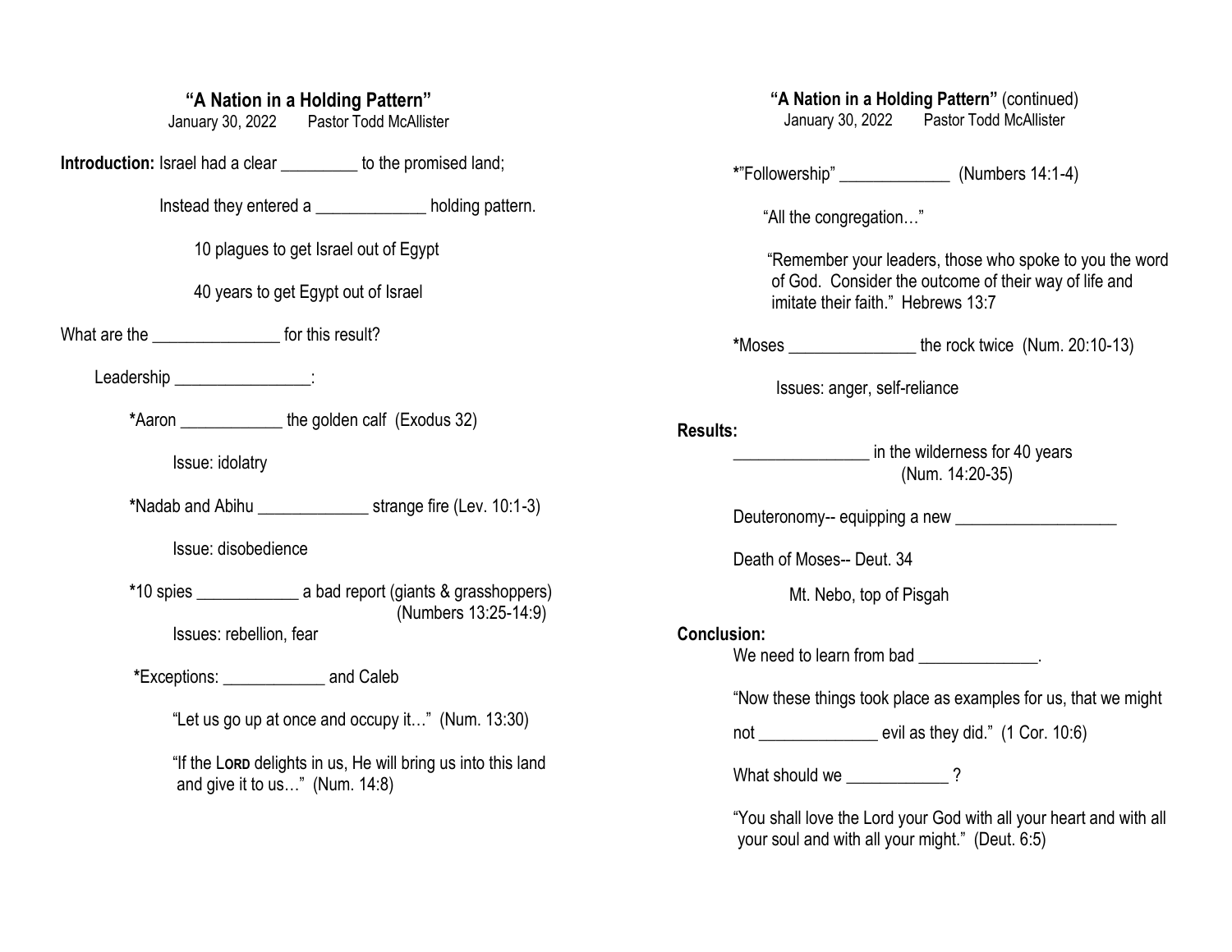## "A Nation in a Holding Pattern"

January 30, 2022 Pastor Todd McAllister

**Introduction:** Israel had a clear _________ to the promised land;

Instead they entered a _____________ holding pattern.

10 plagues to get Israel out of Egypt

40 years to get Egypt out of Israel

What are the _______________ for this result?

Leadership ________________:

**\***Aaron ____________ the golden calf (Exodus 32)

Issue: idolatry

**\***Nadab and Abihu _____________ strange fire (Lev. 10:1-3)

Issue: disobedience

**\***10 spies ____________ a bad report (giants & grasshoppers) (Numbers 13:25-14:9)

Issues: rebellion, fear

**\***Exceptions: ____________ and Caleb

"Let us go up at once and occupy it…" (Num. 13:30)

"If the LORD delights in us, He will bring us into this land and give it to us…" (Num. 14:8)

## "A Nation in a Holding Pattern" (continued)

January 30, 2022 Pastor Todd McAllister

**\***"Followership" _____________ (Numbers 14:1-4)

"All the congregation…"

"Remember your leaders, those who spoke to you the word of God. Consider the outcome of their way of life and imitate their faith." Hebrews 13:7

**\***Moses _______________ the rock twice (Num. 20:10-13)

Issues: anger, self-reliance

**Results:**

________________ in the wilderness for 40 years (Num. 14:20-35)

Deuteronomy-- equipping a new ___________________

Death of Moses-- Deut. 34

Mt. Nebo, top of Pisgah

**Conclusion:**

We need to learn from bad ______________.

"Now these things took place as examples for us, that we might not ______________ evil as they did." (1 Cor. 10:6)

What should we ____________ ?

"You shall love the Lord your God with all your heart and with all your soul and with all your might." (Deut. 6:5)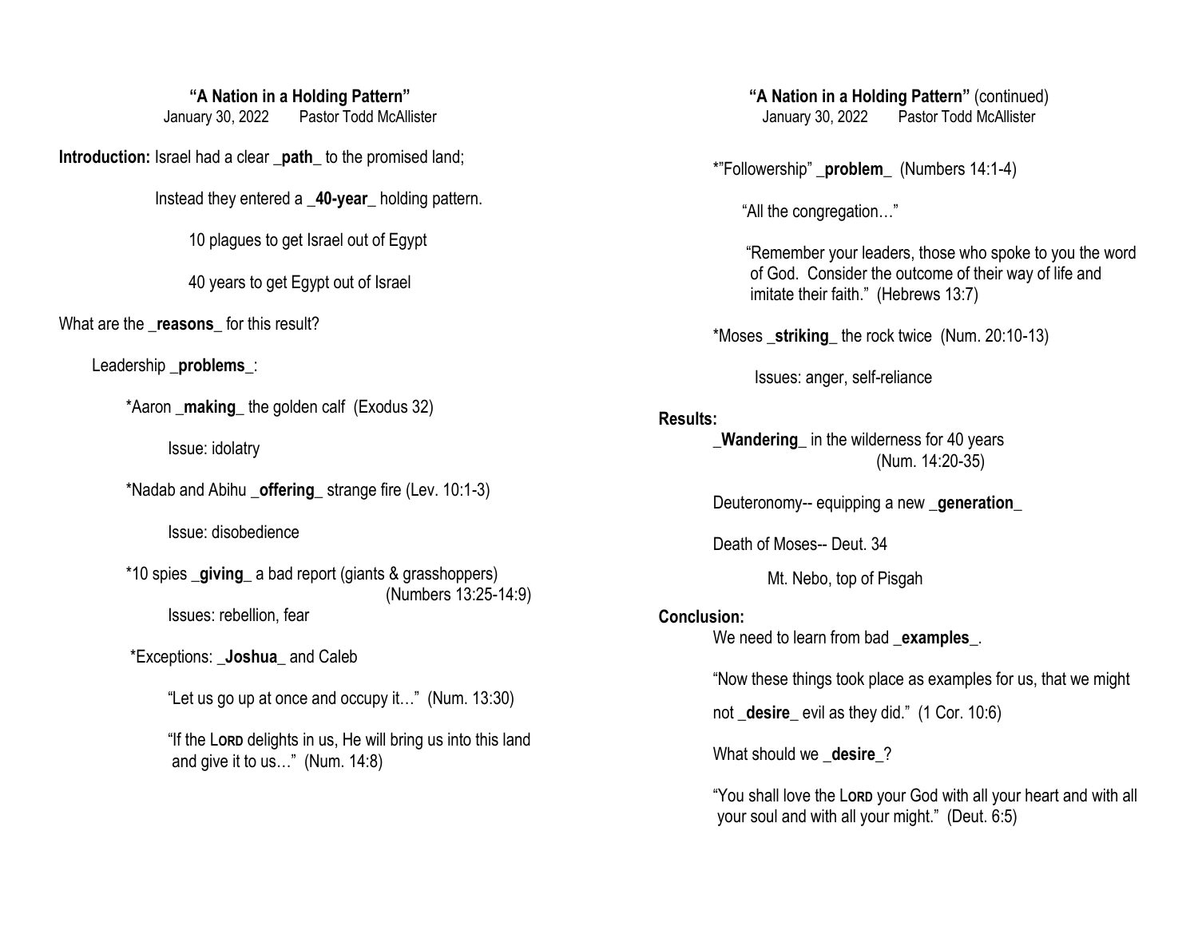**"A Nation in a Holding Pattern"**
January 30, 2022 Pastor Todd McAllister

**Introduction:** Israel had a clear _**path**_ to the promised land;

Instead they entered a _**40-year**_ holding pattern.

10 plagues to get Israel out of Egypt

40 years to get Egypt out of Israel

What are the _**reasons**_ for this result?

Leadership _**problems**_:

*Aaron _**making**_ the golden calf (Exodus 32)

Issue: idolatry

*Nadab and Abihu _**offering**_ strange fire (Lev. 10:1-3)

Issue: disobedience

*10 spies _**giving**_ a bad report (giants & grasshoppers) (Numbers 13:25-14:9)

Issues: rebellion, fear

*Exceptions: _**Joshua**_ and Caleb

"Let us go up at once and occupy it…" (Num. 13:30)

"If the LORD delights in us, He will bring us into this land and give it to us…" (Num. 14:8)

**"A Nation in a Holding Pattern"** (continued)
January 30, 2022 Pastor Todd McAllister

*"Followership" _**problem**_ (Numbers 14:1-4)

"All the congregation…"

"Remember your leaders, those who spoke to you the word of God. Consider the outcome of their way of life and imitate their faith." (Hebrews 13:7)

*Moses _**striking**_ the rock twice (Num. 20:10-13)

Issues: anger, self-reliance

**Results:**

_**Wandering**_ in the wilderness for 40 years (Num. 14:20-35)

Deuteronomy-- equipping a new _**generation**_

Death of Moses-- Deut. 34

Mt. Nebo, top of Pisgah

**Conclusion:**

We need to learn from bad _**examples**_.

"Now these things took place as examples for us, that we might not _**desire**_ evil as they did." (1 Cor. 10:6)

What should we _**desire**_?

"You shall love the LORD your God with all your heart and with all your soul and with all your might." (Deut. 6:5)